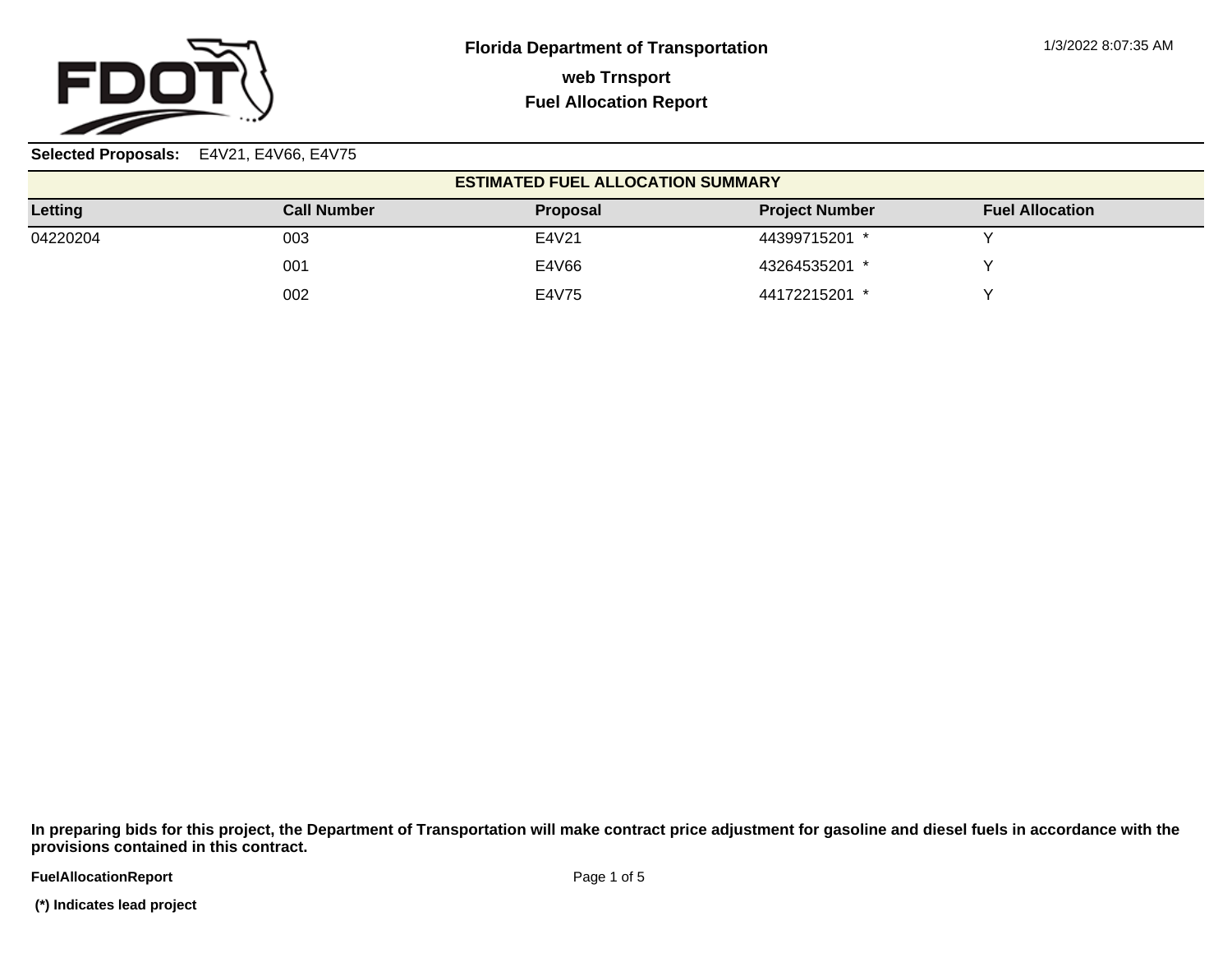# Florida Department of Transportation

## web Trnsport

## Fuel Allocation Report

1/3/2022 8:07:35 AM

**Selected Proposals:** E4V21, E4V66, E4V75

**ESTIMATED FUEL ALLOCATION SUMMARY**

| Letting | Call Number | Proposal | Project Number | Fuel Allocation |
|---|---|---|---|---|
| 04220204 | 003 | E4V21 | 44399715201 * | Y |
| | 001 | E4V66 | 43264535201 * | Y |
| | 002 | E4V75 | 44172215201 * | Y |

**In preparing bids for this project, the Department of Transportation will make contract price adjustment for gasoline and diesel fuels in accordance with the provisions contained in this contract.**

**FuelAllocationReport**

**(*) Indicates lead project**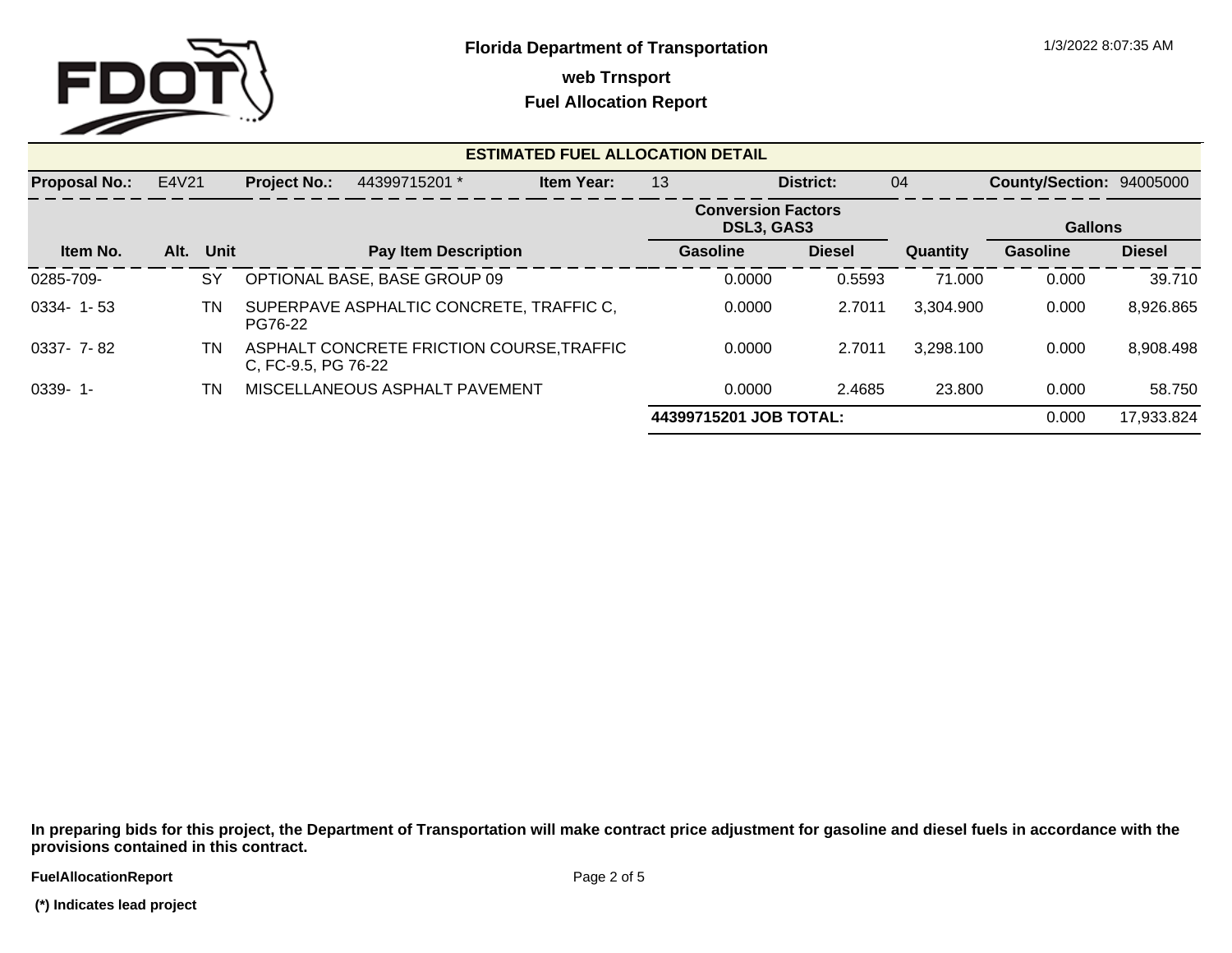# Florida Department of Transportation

## web Trnsport

## Fuel Allocation Report

### ESTIMATED FUEL ALLOCATION DETAIL

**Proposal No.:** E4V21 **Project No.:** 44399715201 * **Item Year:** 13 **District:** 04 **County/Section:** 94005000

| Item No. | Alt. | Unit | Pay Item Description | Conversion Factors DSL3, GAS3 | | | Gallons | |
|---|---|---|---|---|---|---|---|---|
| | | | | Gasoline | Diesel | Quantity | Gasoline | Diesel |
| 0285-709- | | SY | OPTIONAL BASE, BASE GROUP 09 | 0.0000 | 0.5593 | 71.000 | 0.000 | 39.710 |
| 0334- 1- 53 | | TN | SUPERPAVE ASPHALTIC CONCRETE, TRAFFIC C, PG76-22 | 0.0000 | 2.7011 | 3,304.900 | 0.000 | 8,926.865 |
| 0337- 7- 82 | | TN | ASPHALT CONCRETE FRICTION COURSE,TRAFFIC C, FC-9.5, PG 76-22 | 0.0000 | 2.7011 | 3,298.100 | 0.000 | 8,908.498 |
| 0339- 1- | | TN | MISCELLANEOUS ASPHALT PAVEMENT | 0.0000 | 2.4685 | 23.800 | 0.000 | 58.750 |
| | | | | **44399715201 JOB TOTAL:** | | | 0.000 | 17,933.824 |

**In preparing bids for this project, the Department of Transportation will make contract price adjustment for gasoline and diesel fuels in accordance with the provisions contained in this contract.**

**(*) Indicates lead project**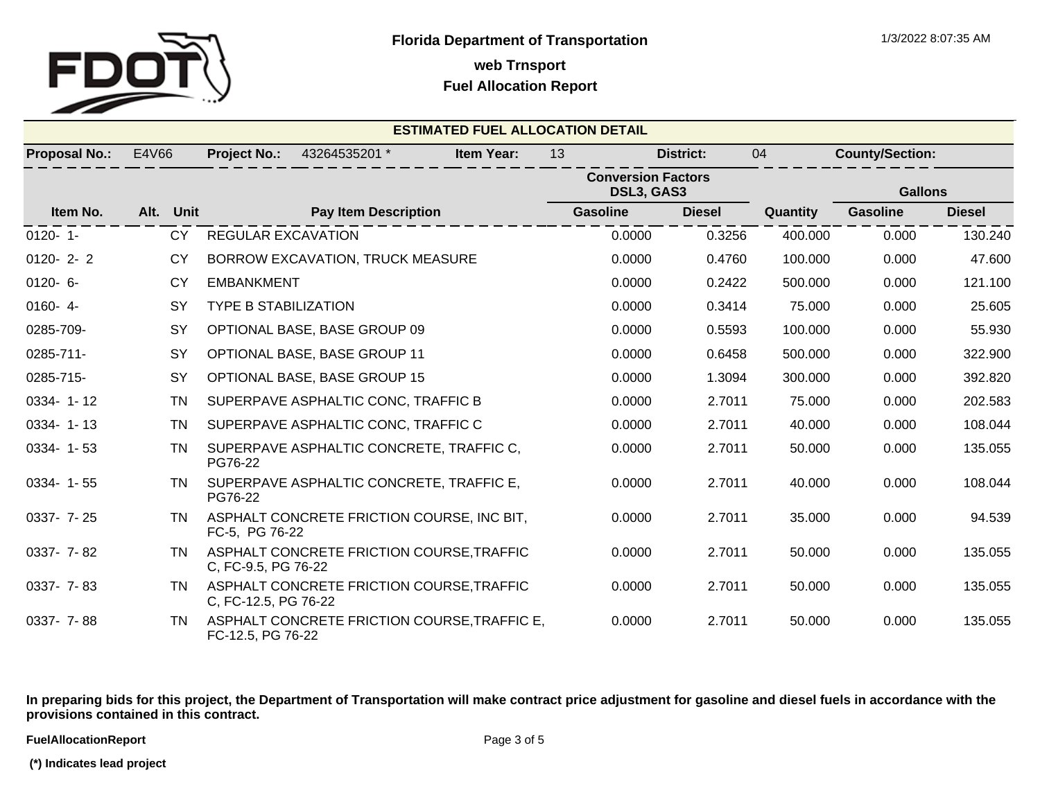Florida Department of Transportation

web Trnsport

Fuel Allocation Report

## ESTIMATED FUEL ALLOCATION DETAIL

**Proposal No.:** E4V66 **Project No.:** 43264535201 * **Item Year:** 13 **District:** 04 **County/Section:**

| Item No. | Alt. | Unit | Pay Item Description | Conversion Factors DSL3, GAS3 | | Quantity | Gallons | |
|---|---|---|---|---|---|---|---|---|
| | | | | Gasoline | Diesel | | Gasoline | Diesel |
| 0120- 1- | | CY | REGULAR EXCAVATION | 0.0000 | 0.3256 | 400.000 | 0.000 | 130.240 |
| 0120- 2- 2 | | CY | BORROW EXCAVATION, TRUCK MEASURE | 0.0000 | 0.4760 | 100.000 | 0.000 | 47.600 |
| 0120- 6- | | CY | EMBANKMENT | 0.0000 | 0.2422 | 500.000 | 0.000 | 121.100 |
| 0160- 4- | | SY | TYPE B STABILIZATION | 0.0000 | 0.3414 | 75.000 | 0.000 | 25.605 |
| 0285-709- | | SY | OPTIONAL BASE, BASE GROUP 09 | 0.0000 | 0.5593 | 100.000 | 0.000 | 55.930 |
| 0285-711- | | SY | OPTIONAL BASE, BASE GROUP 11 | 0.0000 | 0.6458 | 500.000 | 0.000 | 322.900 |
| 0285-715- | | SY | OPTIONAL BASE, BASE GROUP 15 | 0.0000 | 1.3094 | 300.000 | 0.000 | 392.820 |
| 0334- 1- 12 | | TN | SUPERPAVE ASPHALTIC CONC, TRAFFIC B | 0.0000 | 2.7011 | 75.000 | 0.000 | 202.583 |
| 0334- 1- 13 | | TN | SUPERPAVE ASPHALTIC CONC, TRAFFIC C | 0.0000 | 2.7011 | 40.000 | 0.000 | 108.044 |
| 0334- 1- 53 | | TN | SUPERPAVE ASPHALTIC CONCRETE, TRAFFIC C, PG76-22 | 0.0000 | 2.7011 | 50.000 | 0.000 | 135.055 |
| 0334- 1- 55 | | TN | SUPERPAVE ASPHALTIC CONCRETE, TRAFFIC E, PG76-22 | 0.0000 | 2.7011 | 40.000 | 0.000 | 108.044 |
| 0337- 7- 25 | | TN | ASPHALT CONCRETE FRICTION COURSE, INC BIT, FC-5, PG 76-22 | 0.0000 | 2.7011 | 35.000 | 0.000 | 94.539 |
| 0337- 7- 82 | | TN | ASPHALT CONCRETE FRICTION COURSE,TRAFFIC C, FC-9.5, PG 76-22 | 0.0000 | 2.7011 | 50.000 | 0.000 | 135.055 |
| 0337- 7- 83 | | TN | ASPHALT CONCRETE FRICTION COURSE,TRAFFIC C, FC-12.5, PG 76-22 | 0.0000 | 2.7011 | 50.000 | 0.000 | 135.055 |
| 0337- 7- 88 | | TN | ASPHALT CONCRETE FRICTION COURSE,TRAFFIC E, FC-12.5, PG 76-22 | 0.0000 | 2.7011 | 50.000 | 0.000 | 135.055 |

**In preparing bids for this project, the Department of Transportation will make contract price adjustment for gasoline and diesel fuels in accordance with the provisions contained in this contract.**

**(*) Indicates lead project**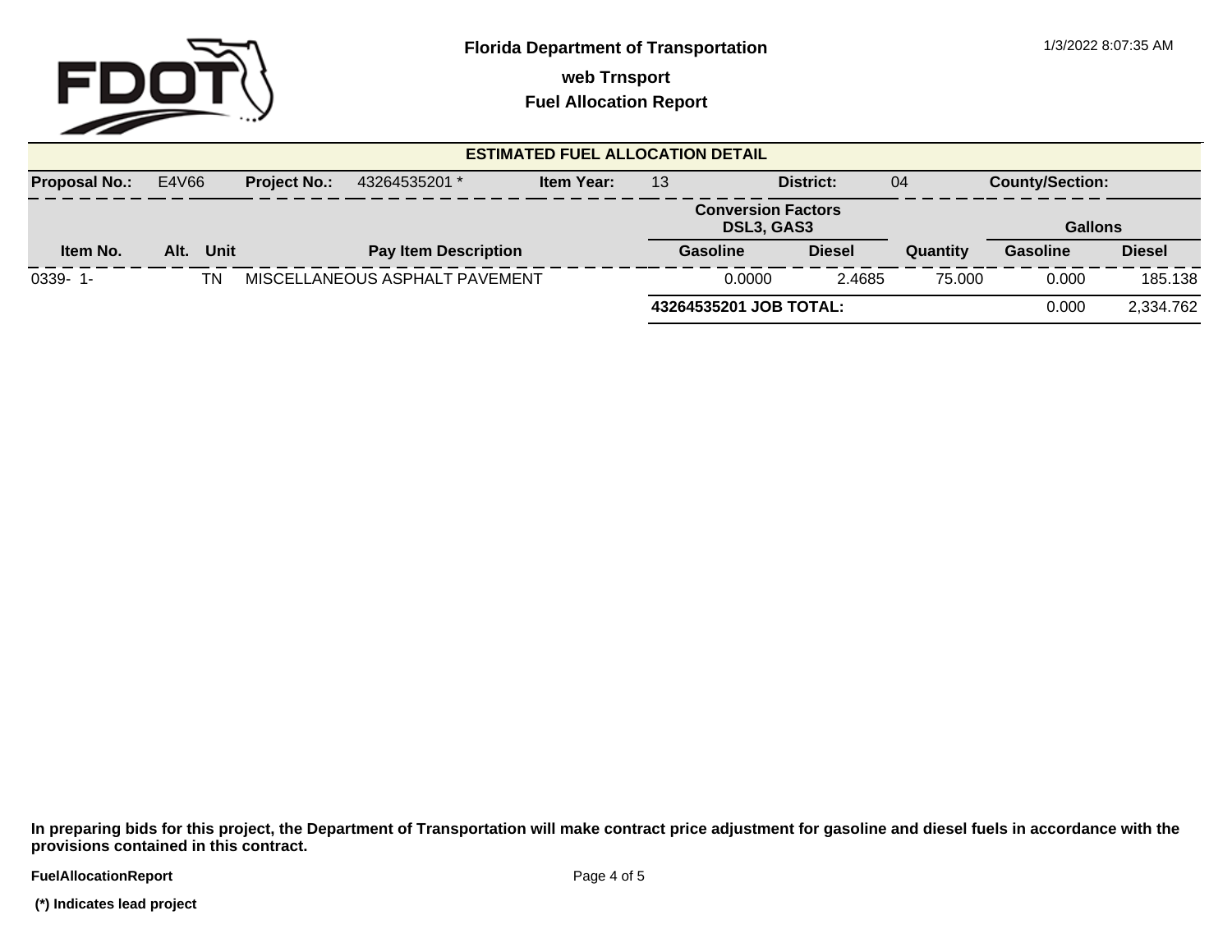# Florida Department of Transportation

## web Trnsport

## Fuel Allocation Report

### ESTIMATED FUEL ALLOCATION DETAIL

| Proposal No.: | E4V66 | Project No.: | 43264535201 * | Item Year: | 13 | District: | 04 | County/Section: |
|---|---|---|---|---|---|---|---|---|

| Item No. | Alt. | Unit | Pay Item Description | Conversion Factors DSL3, GAS3 Gasoline | Diesel | Quantity | Gallons Gasoline | Diesel |
|---|---|---|---|---|---|---|---|---|
| 0339- 1- | | TN | MISCELLANEOUS ASPHALT PAVEMENT | 0.0000 | 2.4685 | 75.000 | 0.000 | 185.138 |
| | | | | **43264535201 JOB TOTAL:** | | | 0.000 | 2,334.762 |

**In preparing bids for this project, the Department of Transportation will make contract price adjustment for gasoline and diesel fuels in accordance with the provisions contained in this contract.**

**(*) Indicates lead project**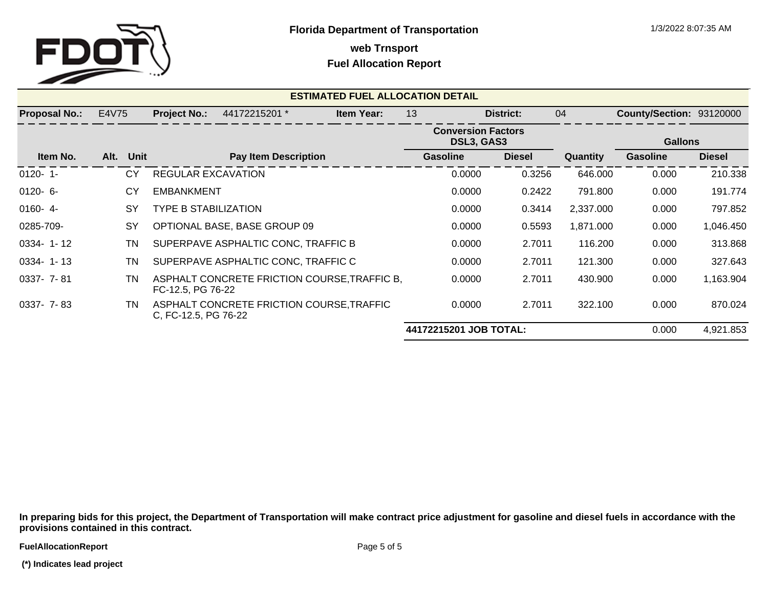**Florida Department of Transportation**

**web Trnsport**

**Fuel Allocation Report**

1/3/2022 8:07:35 AM

## ESTIMATED FUEL ALLOCATION DETAIL

**Proposal No.:** E4V75 **Project No.:** 44172215201 * **Item Year:** 13 **District:** 04 **County/Section:** 93120000

| Item No. | Alt. | Unit | Pay Item Description | Conversion Factors DSL3, GAS3 | | Quantity | Gallons | |
|---|---|---|---|---|---|---|---|---|
| | | | | Gasoline | Diesel | | Gasoline | Diesel |
| 0120- 1- | | CY | REGULAR EXCAVATION | 0.0000 | 0.3256 | 646.000 | 0.000 | 210.338 |
| 0120- 6- | | CY | EMBANKMENT | 0.0000 | 0.2422 | 791.800 | 0.000 | 191.774 |
| 0160- 4- | | SY | TYPE B STABILIZATION | 0.0000 | 0.3414 | 2,337.000 | 0.000 | 797.852 |
| 0285-709- | | SY | OPTIONAL BASE, BASE GROUP 09 | 0.0000 | 0.5593 | 1,871.000 | 0.000 | 1,046.450 |
| 0334- 1- 12 | | TN | SUPERPAVE ASPHALTIC CONC, TRAFFIC B | 0.0000 | 2.7011 | 116.200 | 0.000 | 313.868 |
| 0334- 1- 13 | | TN | SUPERPAVE ASPHALTIC CONC, TRAFFIC C | 0.0000 | 2.7011 | 121.300 | 0.000 | 327.643 |
| 0337- 7- 81 | | TN | ASPHALT CONCRETE FRICTION COURSE,TRAFFIC B, FC-12.5, PG 76-22 | 0.0000 | 2.7011 | 430.900 | 0.000 | 1,163.904 |
| 0337- 7- 83 | | TN | ASPHALT CONCRETE FRICTION COURSE,TRAFFIC C, FC-12.5, PG 76-22 | 0.0000 | 2.7011 | 322.100 | 0.000 | 870.024 |
| | | | | **44172215201 JOB TOTAL:** | | | 0.000 | 4,921.853 |

**In preparing bids for this project, the Department of Transportation will make contract price adjustment for gasoline and diesel fuels in accordance with the provisions contained in this contract.**

**(*) Indicates lead project**